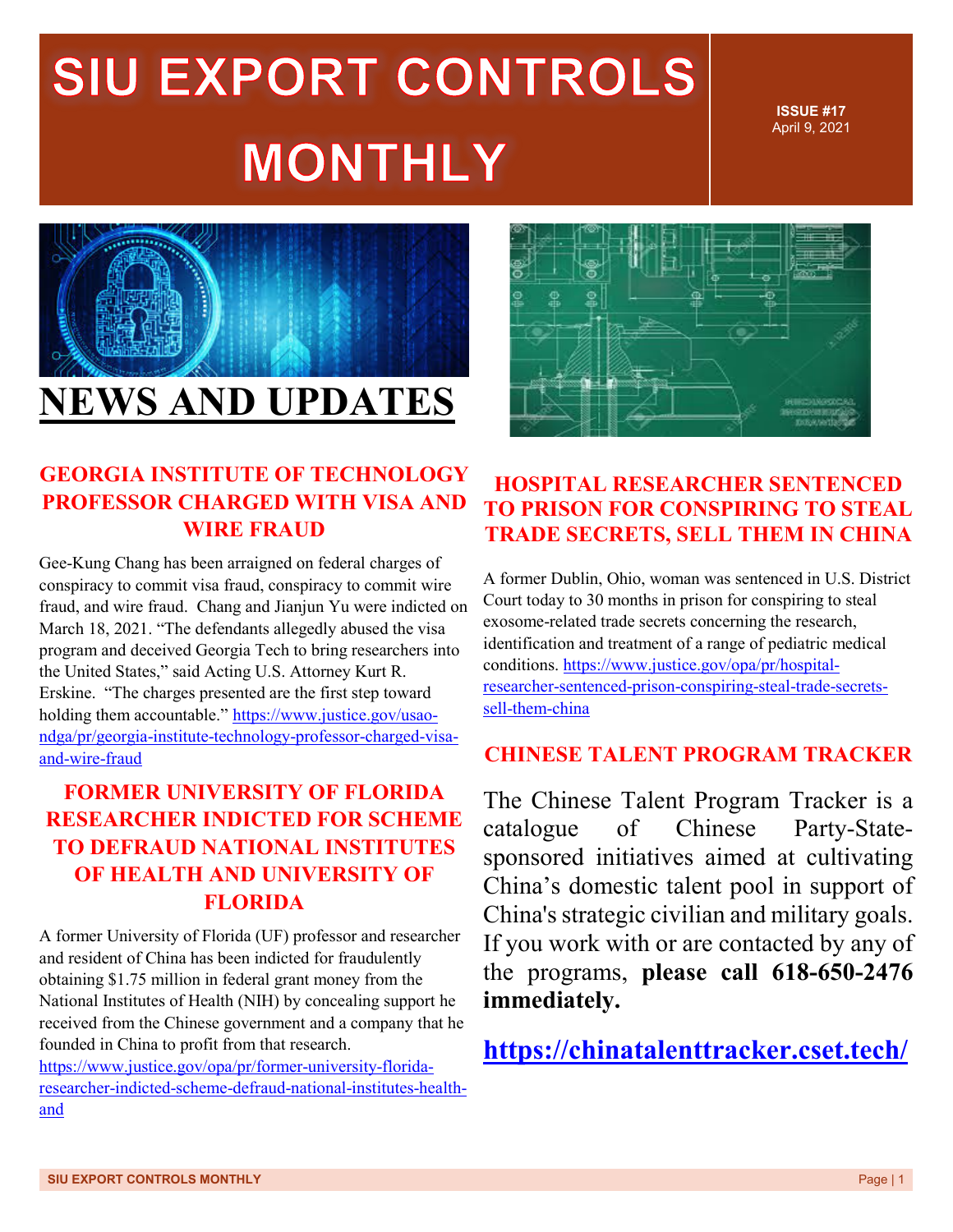# SIU EXPORT CONTROLS MONTHLY

**ISSUE #17**
April 9, 2021

# NEWS AND UPDATES

## GEORGIA INSTITUTE OF TECHNOLOGY PROFESSOR CHARGED WITH VISA AND WIRE FRAUD

Gee-Kung Chang has been arraigned on federal charges of conspiracy to commit visa fraud, conspiracy to commit wire fraud, and wire fraud. Chang and Jianjun Yu were indicted on March 18, 2021. "The defendants allegedly abused the visa program and deceived Georgia Tech to bring researchers into the United States," said Acting U.S. Attorney Kurt R. Erskine. "The charges presented are the first step toward holding them accountable." https://www.justice.gov/usao-ndga/pr/georgia-institute-technology-professor-charged-visa-and-wire-fraud

## FORMER UNIVERSITY OF FLORIDA RESEARCHER INDICTED FOR SCHEME TO DEFRAUD NATIONAL INSTITUTES OF HEALTH AND UNIVERSITY OF FLORIDA

A former University of Florida (UF) professor and researcher and resident of China has been indicted for fraudulently obtaining $1.75 million in federal grant money from the National Institutes of Health (NIH) by concealing support he received from the Chinese government and a company that he founded in China to profit from that research. https://www.justice.gov/opa/pr/former-university-florida-researcher-indicted-scheme-defraud-national-institutes-health-and

## HOSPITAL RESEARCHER SENTENCED TO PRISON FOR CONSPIRING TO STEAL TRADE SECRETS, SELL THEM IN CHINA

A former Dublin, Ohio, woman was sentenced in U.S. District Court today to 30 months in prison for conspiring to steal exosome-related trade secrets concerning the research, identification and treatment of a range of pediatric medical conditions. https://www.justice.gov/opa/pr/hospital-researcher-sentenced-prison-conspiring-steal-trade-secrets-sell-them-china

## CHINESE TALENT PROGRAM TRACKER

The Chinese Talent Program Tracker is a catalogue of Chinese Party-State-sponsored initiatives aimed at cultivating China's domestic talent pool in support of China's strategic civilian and military goals. If you work with or are contacted by any of the programs, **please call 618-650-2476 immediately.**

**https://chinatalenttracker.cset.tech/**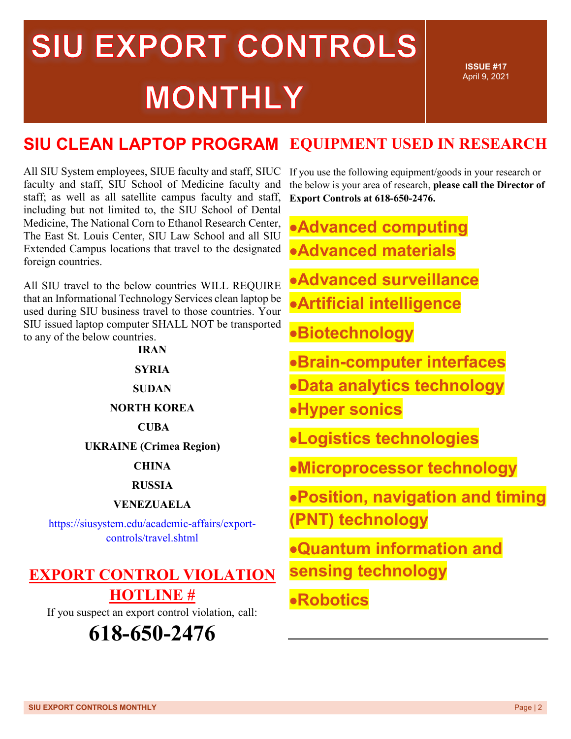# SIU EXPORT CONTROLS MONTHLY

**ISSUE #17**
April 9, 2021

## SIU CLEAN LAPTOP PROGRAM

All SIU System employees, SIUE faculty and staff, SIUC faculty and staff, SIU School of Medicine faculty and staff; as well as all satellite campus faculty and staff, including but not limited to, the SIU School of Dental Medicine, The National Corn to Ethanol Research Center, The East St. Louis Center, SIU Law School and all SIU Extended Campus locations that travel to the designated foreign countries.

All SIU travel to the below countries WILL REQUIRE that an Informational Technology Services clean laptop be used during SIU business travel to those countries. Your SIU issued laptop computer SHALL NOT be transported to any of the below countries.

**IRAN**

**SYRIA**

**SUDAN**

**NORTH KOREA**

**CUBA**

**UKRAINE (Crimea Region)**

**CHINA**

**RUSSIA**

**VENEZUAELA**

https://siusystem.edu/academic-affairs/export-controls/travel.shtml

## EXPORT CONTROL VIOLATION HOTLINE #

If you suspect an export control violation, call:

**618-650-2476**

## EQUIPMENT USED IN RESEARCH

If you use the following equipment/goods in your research or the below is your area of research, **please call the Director of Export Controls at 618-650-2476.**

- **Advanced computing**
- **Advanced materials**
- **Advanced surveillance**
- **Artificial intelligence**
- **Biotechnology**
- **Brain-computer interfaces**
- **Data analytics technology**
- **Hyper sonics**
- **Logistics technologies**
- **Microprocessor technology**
- **Position, navigation and timing (PNT) technology**
- **Quantum information and sensing technology**
- **Robotics**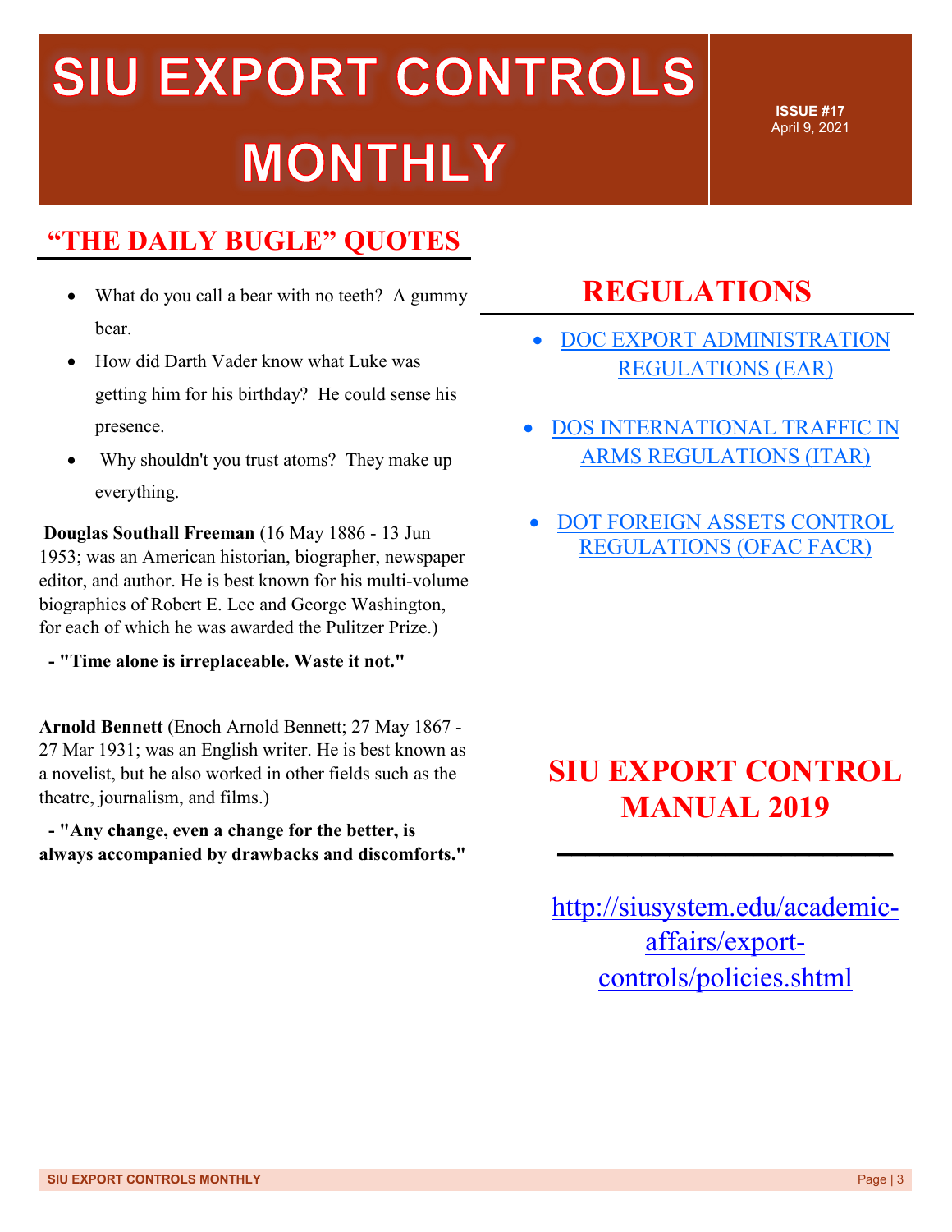# SIU EXPORT CONTROLS MONTHLY

**ISSUE #17**
April 9, 2021

## "THE DAILY BUGLE" QUOTES

- What do you call a bear with no teeth? A gummy bear.
- How did Darth Vader know what Luke was getting him for his birthday? He could sense his presence.
- Why shouldn't you trust atoms? They make up everything.

**Douglas Southall Freeman** (16 May 1886 - 13 Jun 1953; was an American historian, biographer, newspaper editor, and author. He is best known for his multi-volume biographies of Robert E. Lee and George Washington, for each of which he was awarded the Pulitzer Prize.)

**- "Time alone is irreplaceable. Waste it not."**

**Arnold Bennett** (Enoch Arnold Bennett; 27 May 1867 - 27 Mar 1931; was an English writer. He is best known as a novelist, but he also worked in other fields such as the theatre, journalism, and films.)

**- "Any change, even a change for the better, is always accompanied by drawbacks and discomforts."**

## REGULATIONS

- DOC EXPORT ADMINISTRATION REGULATIONS (EAR)
- DOS INTERNATIONAL TRAFFIC IN ARMS REGULATIONS (ITAR)
- DOT FOREIGN ASSETS CONTROL REGULATIONS (OFAC FACR)

## SIU EXPORT CONTROL MANUAL 2019

http://siusystem.edu/academic-affairs/export-controls/policies.shtml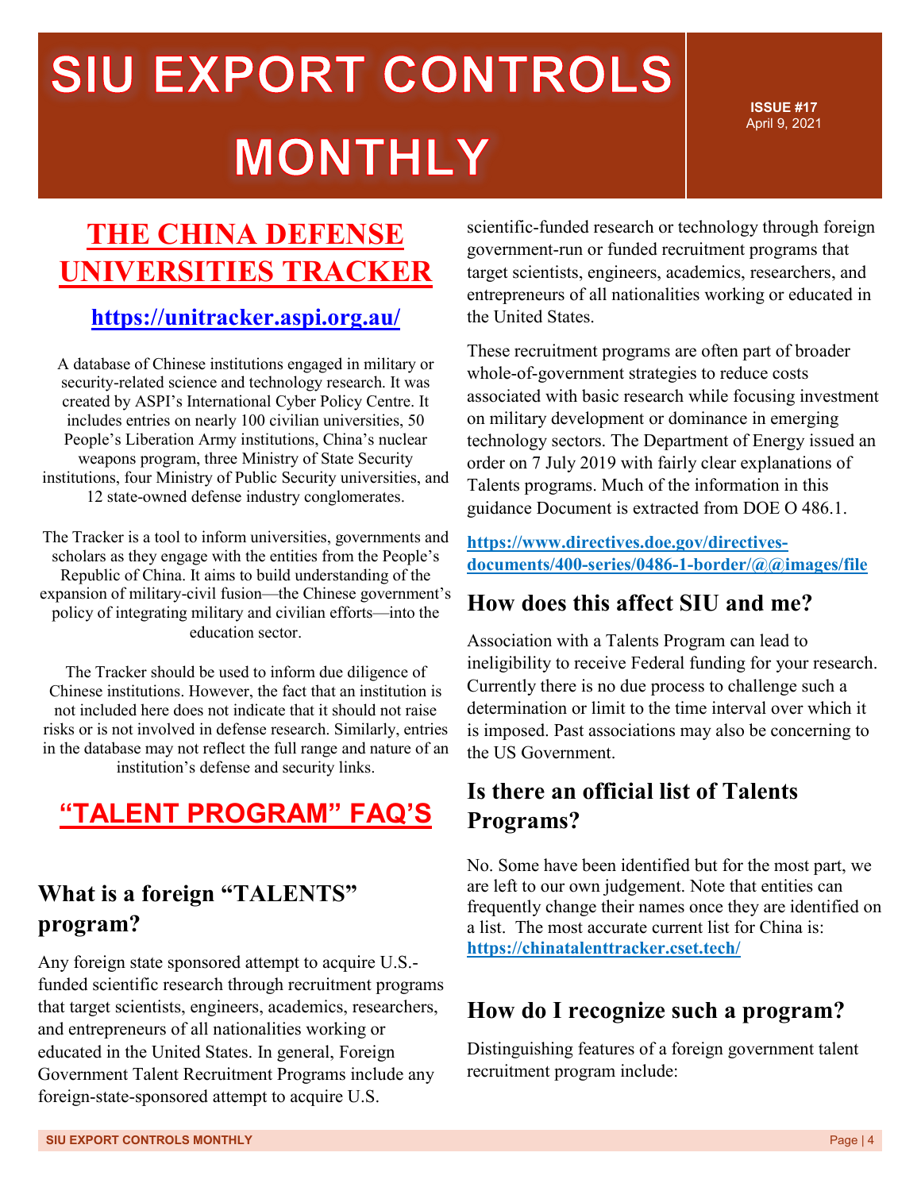# SIU EXPORT CONTROLS MONTHLY

**ISSUE #17**
April 9, 2021

## THE CHINA DEFENSE UNIVERSITIES TRACKER

### https://unitracker.aspi.org.au/

A database of Chinese institutions engaged in military or security-related science and technology research. It was created by ASPI's International Cyber Policy Centre. It includes entries on nearly 100 civilian universities, 50 People's Liberation Army institutions, China's nuclear weapons program, three Ministry of State Security institutions, four Ministry of Public Security universities, and 12 state-owned defense industry conglomerates.

The Tracker is a tool to inform universities, governments and scholars as they engage with the entities from the People's Republic of China. It aims to build understanding of the expansion of military-civil fusion—the Chinese government's policy of integrating military and civilian efforts—into the education sector.

The Tracker should be used to inform due diligence of Chinese institutions. However, the fact that an institution is not included here does not indicate that it should not raise risks or is not involved in defense research. Similarly, entries in the database may not reflect the full range and nature of an institution's defense and security links.

## "TALENT PROGRAM" FAQ'S

### What is a foreign "TALENTS" program?

Any foreign state sponsored attempt to acquire U.S.-funded scientific research through recruitment programs that target scientists, engineers, academics, researchers, and entrepreneurs of all nationalities working or educated in the United States. In general, Foreign Government Talent Recruitment Programs include any foreign-state-sponsored attempt to acquire U.S. scientific-funded research or technology through foreign government-run or funded recruitment programs that target scientists, engineers, academics, researchers, and entrepreneurs of all nationalities working or educated in the United States.

These recruitment programs are often part of broader whole-of-government strategies to reduce costs associated with basic research while focusing investment on military development or dominance in emerging technology sectors. The Department of Energy issued an order on 7 July 2019 with fairly clear explanations of Talents programs. Much of the information in this guidance Document is extracted from DOE O 486.1.

**https://www.directives.doe.gov/directives-documents/400-series/0486-1-border/@@images/file**

### How does this affect SIU and me?

Association with a Talents Program can lead to ineligibility to receive Federal funding for your research. Currently there is no due process to challenge such a determination or limit to the time interval over which it is imposed. Past associations may also be concerning to the US Government.

### Is there an official list of Talents Programs?

No. Some have been identified but for the most part, we are left to our own judgement. Note that entities can frequently change their names once they are identified on a list. The most accurate current list for China is: **https://chinatalenttracker.cset.tech/**

### How do I recognize such a program?

Distinguishing features of a foreign government talent recruitment program include: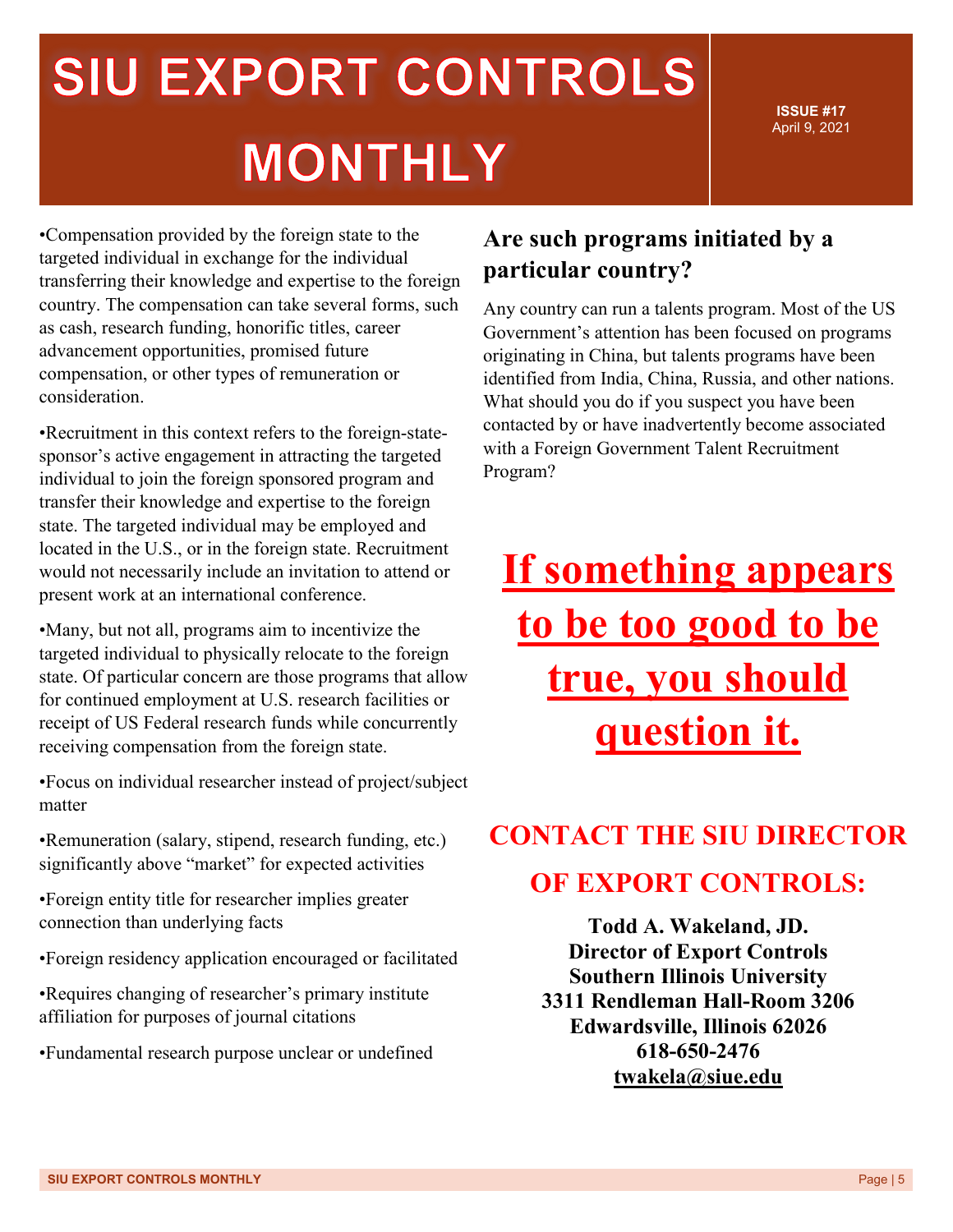•Compensation provided by the foreign state to the targeted individual in exchange for the individual transferring their knowledge and expertise to the foreign country. The compensation can take several forms, such as cash, research funding, honorific titles, career advancement opportunities, promised future compensation, or other types of remuneration or consideration.

•Recruitment in this context refers to the foreign-state-sponsor's active engagement in attracting the targeted individual to join the foreign sponsored program and transfer their knowledge and expertise to the foreign state. The targeted individual may be employed and located in the U.S., or in the foreign state. Recruitment would not necessarily include an invitation to attend or present work at an international conference.

•Many, but not all, programs aim to incentivize the targeted individual to physically relocate to the foreign state. Of particular concern are those programs that allow for continued employment at U.S. research facilities or receipt of US Federal research funds while concurrently receiving compensation from the foreign state.

•Focus on individual researcher instead of project/subject matter

•Remuneration (salary, stipend, research funding, etc.) significantly above "market" for expected activities

•Foreign entity title for researcher implies greater connection than underlying facts

•Foreign residency application encouraged or facilitated

•Requires changing of researcher's primary institute affiliation for purposes of journal citations

•Fundamental research purpose unclear or undefined

## Are such programs initiated by a particular country?

Any country can run a talents program. Most of the US Government's attention has been focused on programs originating in China, but talents programs have been identified from India, China, Russia, and other nations. What should you do if you suspect you have been contacted by or have inadvertently become associated with a Foreign Government Talent Recruitment Program?

## **If something appears to be too good to be true, you should question it.**

## CONTACT THE SIU DIRECTOR OF EXPORT CONTROLS:

**Todd A. Wakeland, JD.**
**Director of Export Controls**
**Southern Illinois University**
**3311 Rendleman Hall-Room 3206**
**Edwardsville, Illinois 62026**
**618-650-2476**
**twakela@siue.edu**